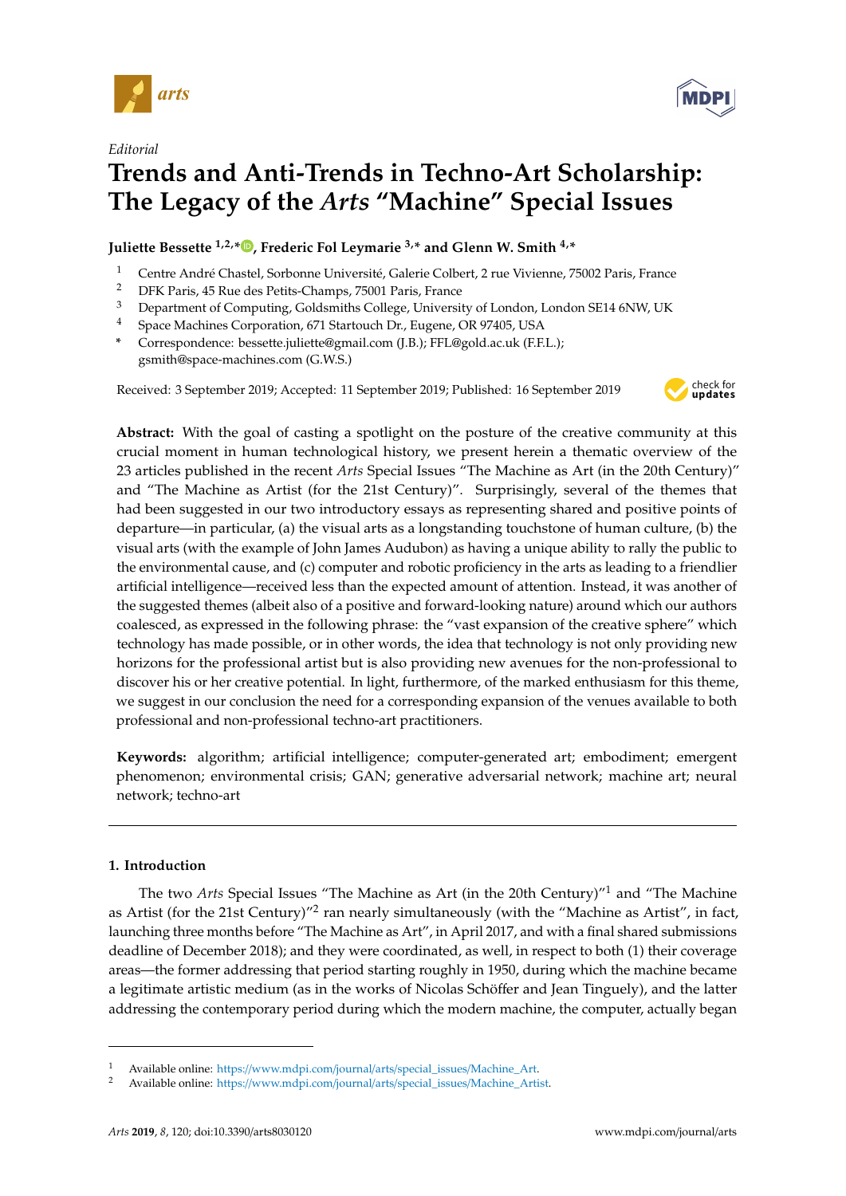*Editorial*

# Trends and Anti-Trends in Techno-Art Scholarship: The Legacy of the *Arts* "Machine" Special Issues

**Juliette Bessette [1,2,*], Frederic Fol Leymarie [3,*] and Glenn W. Smith [4,*]**

1. Centre André Chastel, Sorbonne Université, Galerie Colbert, 2 rue Vivienne, 75002 Paris, France
2. DFK Paris, 45 Rue des Petits-Champs, 75001 Paris, France
3. Department of Computing, Goldsmiths College, University of London, London SE14 6NW, UK
4. Space Machines Corporation, 671 Startouch Dr., Eugene, OR 97405, USA

\* Correspondence: bessette.juliette@gmail.com (J.B.); FFL@gold.ac.uk (F.F.L.); gsmith@space-machines.com (G.W.S.)

Received: 3 September 2019; Accepted: 11 September 2019; Published: 16 September 2019

**Abstract:** With the goal of casting a spotlight on the posture of the creative community at this crucial moment in human technological history, we present herein a thematic overview of the 23 articles published in the recent *Arts* Special Issues "The Machine as Art (in the 20th Century)" and "The Machine as Artist (for the 21st Century)". Surprisingly, several of the themes that had been suggested in our two introductory essays as representing shared and positive points of departure—in particular, (a) the visual arts as a longstanding touchstone of human culture, (b) the visual arts (with the example of John James Audubon) as having a unique ability to rally the public to the environmental cause, and (c) computer and robotic proficiency in the arts as leading to a friendlier artificial intelligence—received less than the expected amount of attention. Instead, it was another of the suggested themes (albeit also of a positive and forward-looking nature) around which our authors coalesced, as expressed in the following phrase: the "vast expansion of the creative sphere" which technology has made possible, or in other words, the idea that technology is not only providing new horizons for the professional artist but is also providing new avenues for the non-professional to discover his or her creative potential. In light, furthermore, of the marked enthusiasm for this theme, we suggest in our conclusion the need for a corresponding expansion of the venues available to both professional and non-professional techno-art practitioners.

**Keywords:** algorithm; artificial intelligence; computer-generated art; embodiment; emergent phenomenon; environmental crisis; GAN; generative adversarial network; machine art; neural network; techno-art

## 1. Introduction

The two *Arts* Special Issues "The Machine as Art (in the 20th Century)"[1] and "The Machine as Artist (for the 21st Century)"[2] ran nearly simultaneously (with the "Machine as Artist", in fact, launching three months before "The Machine as Art", in April 2017, and with a final shared submissions deadline of December 2018); and they were coordinated, as well, in respect to both (1) their coverage areas—the former addressing that period starting roughly in 1950, during which the machine became a legitimate artistic medium (as in the works of Nicolas Schöffer and Jean Tinguely), and the latter addressing the contemporary period during which the modern machine, the computer, actually began

---

[1] Available online: https://www.mdpi.com/journal/arts/special_issues/Machine_Art.

[2] Available online: https://www.mdpi.com/journal/arts/special_issues/Machine_Artist.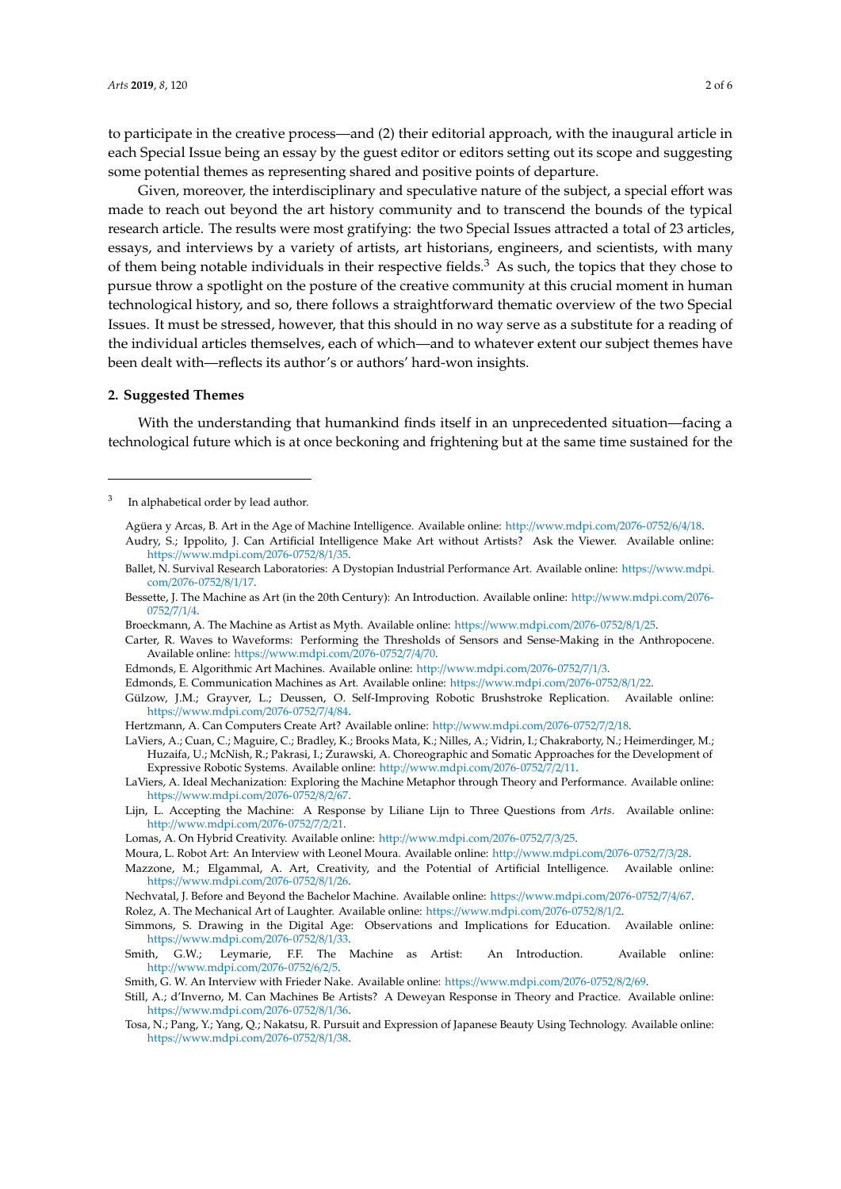to participate in the creative process—and (2) their editorial approach, with the inaugural article in each Special Issue being an essay by the guest editor or editors setting out its scope and suggesting some potential themes as representing shared and positive points of departure.

Given, moreover, the interdisciplinary and speculative nature of the subject, a special effort was made to reach out beyond the art history community and to transcend the bounds of the typical research article. The results were most gratifying: the two Special Issues attracted a total of 23 articles, essays, and interviews by a variety of artists, art historians, engineers, and scientists, with many of them being notable individuals in their respective fields.[3] As such, the topics that they chose to pursue throw a spotlight on the posture of the creative community at this crucial moment in human technological history, and so, there follows a straightforward thematic overview of the two Special Issues. It must be stressed, however, that this should in no way serve as a substitute for a reading of the individual articles themselves, each of which—and to whatever extent our subject themes have been dealt with—reflects its author's or authors' hard-won insights.

## 2. Suggested Themes

With the understanding that humankind finds itself in an unprecedented situation—facing a technological future which is at once beckoning and frightening but at the same time sustained for the

---

[3] In alphabetical order by lead author.

Agüera y Arcas, B. Art in the Age of Machine Intelligence. Available online: http://www.mdpi.com/2076-0752/6/4/18.
Audry, S.; Ippolito, J. Can Artificial Intelligence Make Art without Artists? Ask the Viewer. Available online: https://www.mdpi.com/2076-0752/8/1/35.
Ballet, N. Survival Research Laboratories: A Dystopian Industrial Performance Art. Available online: https://www.mdpi.com/2076-0752/8/1/17.
Bessette, J. The Machine as Art (in the 20th Century): An Introduction. Available online: http://www.mdpi.com/2076-0752/7/1/4.
Broeckmann, A. The Machine as Artist as Myth. Available online: https://www.mdpi.com/2076-0752/8/1/25.
Carter, R. Waves to Waveforms: Performing the Thresholds of Sensors and Sense-Making in the Anthropocene. Available online: https://www.mdpi.com/2076-0752/7/4/70.
Edmonds, E. Algorithmic Art Machines. Available online: http://www.mdpi.com/2076-0752/7/1/3.
Edmonds, E. Communication Machines as Art. Available online: https://www.mdpi.com/2076-0752/8/1/22.
Gülzow, J.M.; Grayver, L.; Deussen, O. Self-Improving Robotic Brushstroke Replication. Available online: https://www.mdpi.com/2076-0752/7/4/84.
Hertzmann, A. Can Computers Create Art? Available online: http://www.mdpi.com/2076-0752/7/2/18.
LaViers, A.; Cuan, C.; Maguire, C.; Bradley, K.; Brooks Mata, K.; Nilles, A.; Vidrin, I.; Chakraborty, N.; Heimerdinger, M.; Huzaifa, U.; McNish, R.; Pakrasi, I.; Zurawski, A. Choreographic and Somatic Approaches for the Development of Expressive Robotic Systems. Available online: http://www.mdpi.com/2076-0752/7/2/11.
LaViers, A. Ideal Mechanization: Exploring the Machine Metaphor through Theory and Performance. Available online: https://www.mdpi.com/2076-0752/8/2/67.
Lijn, L. Accepting the Machine: A Response by Liliane Lijn to Three Questions from *Arts*. Available online: http://www.mdpi.com/2076-0752/7/2/21.
Lomas, A. On Hybrid Creativity. Available online: http://www.mdpi.com/2076-0752/7/3/25.
Moura, L. Robot Art: An Interview with Leonel Moura. Available online: http://www.mdpi.com/2076-0752/7/3/28.
Mazzone, M.; Elgammal, A. Art, Creativity, and the Potential of Artificial Intelligence. Available online: https://www.mdpi.com/2076-0752/8/1/26.
Nechvatal, J. Before and Beyond the Bachelor Machine. Available online: https://www.mdpi.com/2076-0752/7/4/67.
Rolez, A. The Mechanical Art of Laughter. Available online: https://www.mdpi.com/2076-0752/8/1/2.
Simmons, S. Drawing in the Digital Age: Observations and Implications for Education. Available online: https://www.mdpi.com/2076-0752/8/1/33.
Smith, G.W.; Leymarie, F.F. The Machine as Artist: An Introduction. Available online: http://www.mdpi.com/2076-0752/6/2/5.
Smith, G. W. An Interview with Frieder Nake. Available online: https://www.mdpi.com/2076-0752/8/2/69.
Still, A.; d'Inverno, M. Can Machines Be Artists? A Deweyan Response in Theory and Practice. Available online: https://www.mdpi.com/2076-0752/8/1/36.
Tosa, N.; Pang, Y.; Yang, Q.; Nakatsu, R. Pursuit and Expression of Japanese Beauty Using Technology. Available online: https://www.mdpi.com/2076-0752/8/1/38.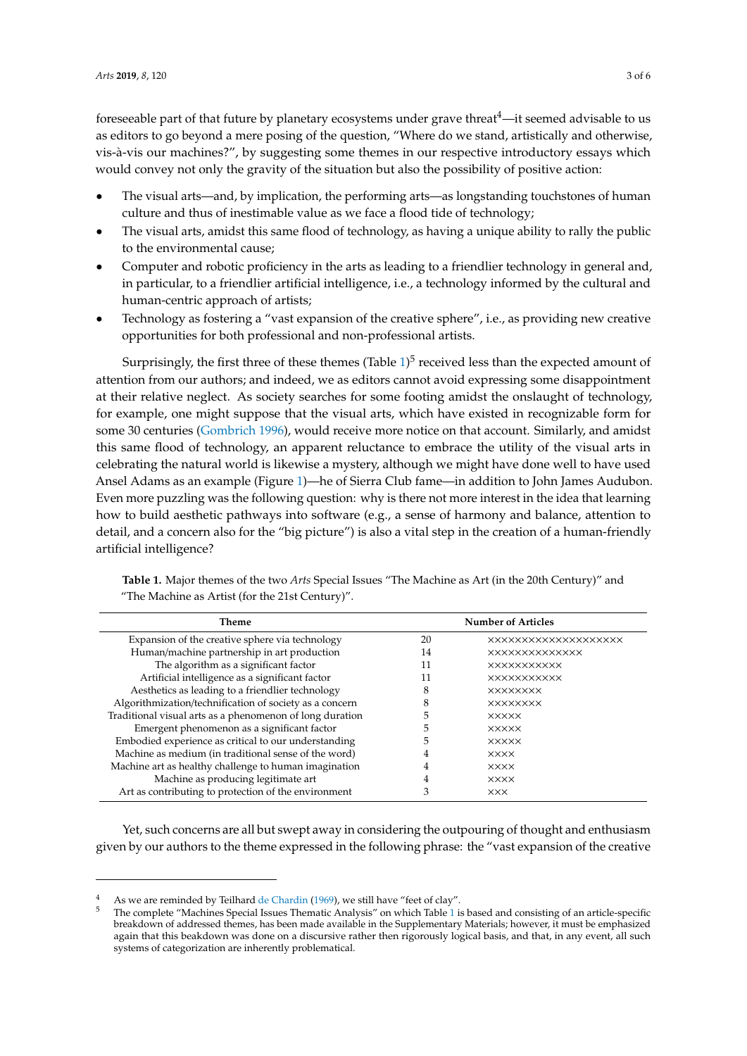foreseeable part of that future by planetary ecosystems under grave threat[4]—it seemed advisable to us as editors to go beyond a mere posing of the question, "Where do we stand, artistically and otherwise, vis-à-vis our machines?", by suggesting some themes in our respective introductory essays which would convey not only the gravity of the situation but also the possibility of positive action:

- The visual arts—and, by implication, the performing arts—as longstanding touchstones of human culture and thus of inestimable value as we face a flood tide of technology;
- The visual arts, amidst this same flood of technology, as having a unique ability to rally the public to the environmental cause;
- Computer and robotic proficiency in the arts as leading to a friendlier technology in general and, in particular, to a friendlier artificial intelligence, i.e., a technology informed by the cultural and human-centric approach of artists;
- Technology as fostering a "vast expansion of the creative sphere", i.e., as providing new creative opportunities for both professional and non-professional artists.

Surprisingly, the first three of these themes (Table 1)[5] received less than the expected amount of attention from our authors; and indeed, we as editors cannot avoid expressing some disappointment at their relative neglect. As society searches for some footing amidst the onslaught of technology, for example, one might suppose that the visual arts, which have existed in recognizable form for some 30 centuries (Gombrich 1996), would receive more notice on that account. Similarly, and amidst this same flood of technology, an apparent reluctance to embrace the utility of the visual arts in celebrating the natural world is likewise a mystery, although we might have done well to have used Ansel Adams as an example (Figure 1)—he of Sierra Club fame—in addition to John James Audubon. Even more puzzling was the following question: why is there not more interest in the idea that learning how to build aesthetic pathways into software (e.g., a sense of harmony and balance, attention to detail, and a concern also for the "big picture") is also a vital step in the creation of a human-friendly artificial intelligence?

**Table 1.** Major themes of the two *Arts* Special Issues "The Machine as Art (in the 20th Century)" and "The Machine as Artist (for the 21st Century)".

| Theme | Number of Articles | |
|---|---|---|
| Expansion of the creative sphere via technology | 20 | ×××××××××××××××××××× |
| Human/machine partnership in art production | 14 | ×××××××××××××× |
| The algorithm as a significant factor | 11 | ××××××××××× |
| Artificial intelligence as a significant factor | 11 | ××××××××××× |
| Aesthetics as leading to a friendlier technology | 8 | ×××××××× |
| Algorithmization/technification of society as a concern | 8 | ×××××××× |
| Traditional visual arts as a phenomenon of long duration | 5 | ××××× |
| Emergent phenomenon as a significant factor | 5 | ××××× |
| Embodied experience as critical to our understanding | 5 | ××××× |
| Machine as medium (in traditional sense of the word) | 4 | ×××× |
| Machine art as healthy challenge to human imagination | 4 | ×××× |
| Machine as producing legitimate art | 4 | ×××× |
| Art as contributing to protection of the environment | 3 | ××× |

Yet, such concerns are all but swept away in considering the outpouring of thought and enthusiasm given by our authors to the theme expressed in the following phrase: the "vast expansion of the creative

[4] As we are reminded by Teilhard de Chardin (1969), we still have "feet of clay".

[5] The complete "Machines Special Issues Thematic Analysis" on which Table 1 is based and consisting of an article-specific breakdown of addressed themes, has been made available in the Supplementary Materials; however, it must be emphasized again that this beakdown was done on a discursive rather then rigorously logical basis, and that, in any event, all such systems of categorization are inherently problematical.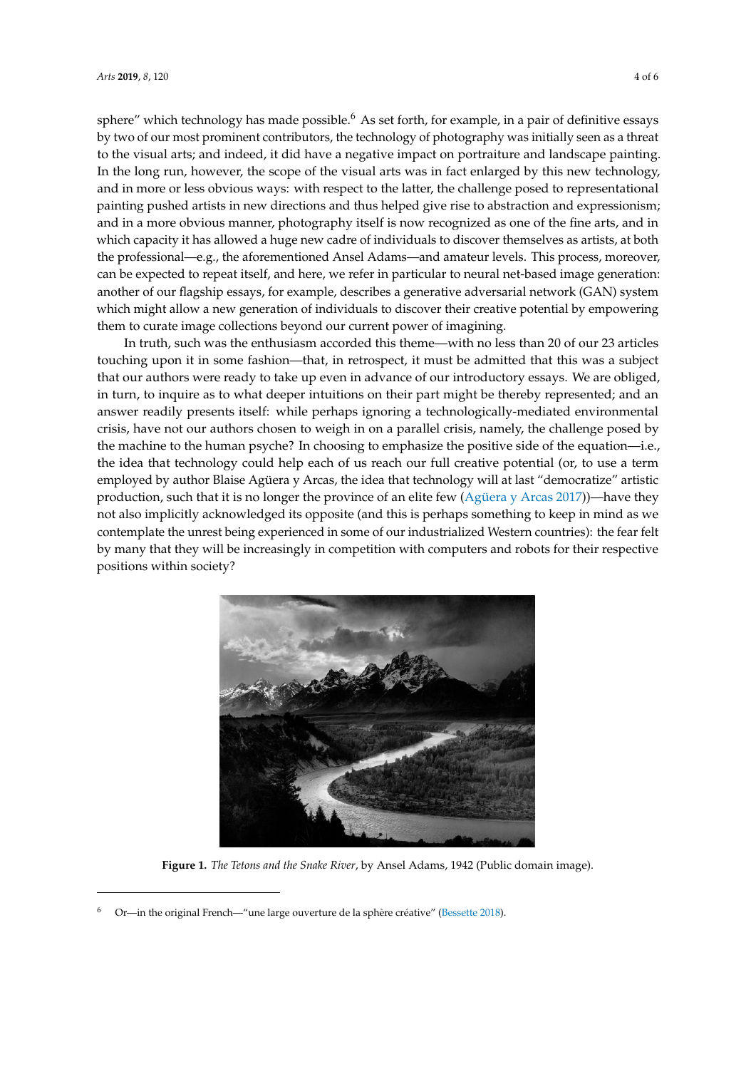sphere" which technology has made possible.[6] As set forth, for example, in a pair of definitive essays by two of our most prominent contributors, the technology of photography was initially seen as a threat to the visual arts; and indeed, it did have a negative impact on portraiture and landscape painting. In the long run, however, the scope of the visual arts was in fact enlarged by this new technology, and in more or less obvious ways: with respect to the latter, the challenge posed to representational painting pushed artists in new directions and thus helped give rise to abstraction and expressionism; and in a more obvious manner, photography itself is now recognized as one of the fine arts, and in which capacity it has allowed a huge new cadre of individuals to discover themselves as artists, at both the professional—e.g., the aforementioned Ansel Adams—and amateur levels. This process, moreover, can be expected to repeat itself, and here, we refer in particular to neural net-based image generation: another of our flagship essays, for example, describes a generative adversarial network (GAN) system which might allow a new generation of individuals to discover their creative potential by empowering them to curate image collections beyond our current power of imagining.

In truth, such was the enthusiasm accorded this theme—with no less than 20 of our 23 articles touching upon it in some fashion—that, in retrospect, it must be admitted that this was a subject that our authors were ready to take up even in advance of our introductory essays. We are obliged, in turn, to inquire as to what deeper intuitions on their part might be thereby represented; and an answer readily presents itself: while perhaps ignoring a technologically-mediated environmental crisis, have not our authors chosen to weigh in on a parallel crisis, namely, the challenge posed by the machine to the human psyche? In choosing to emphasize the positive side of the equation—i.e., the idea that technology could help each of us reach our full creative potential (or, to use a term employed by author Blaise Agüera y Arcas, the idea that technology will at last "democratize" artistic production, such that it is no longer the province of an elite few (Agüera y Arcas 2017))—have they not also implicitly acknowledged its opposite (and this is perhaps something to keep in mind as we contemplate the unrest being experienced in some of our industrialized Western countries): the fear felt by many that they will be increasingly in competition with computers and robots for their respective positions within society?

**Figure 1.** *The Tetons and the Snake River*, by Ansel Adams, 1942 (Public domain image).

[6] Or—in the original French—"une large ouverture de la sphère créative" (Bessette 2018).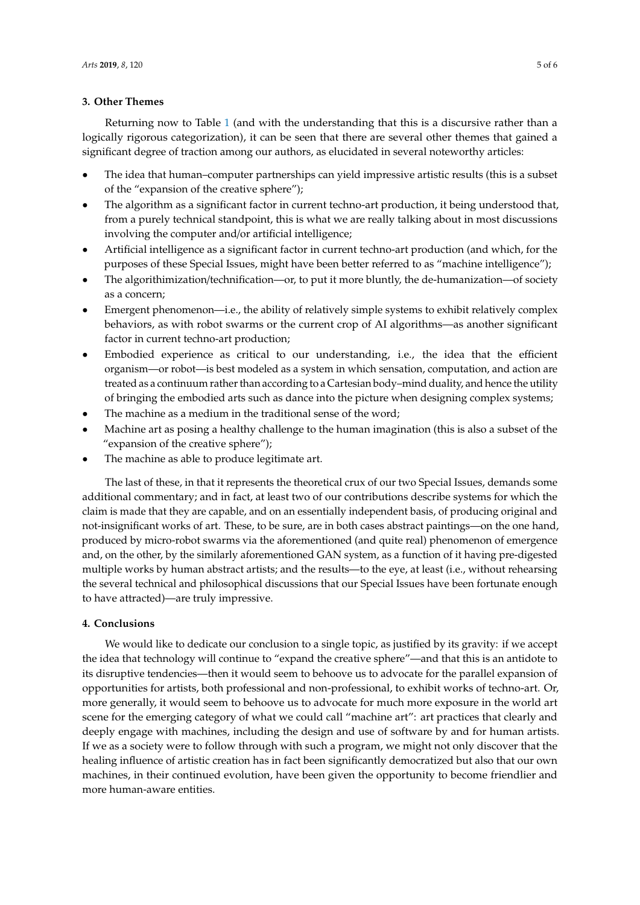## 3. Other Themes

Returning now to Table 1 (and with the understanding that this is a discursive rather than a logically rigorous categorization), it can be seen that there are several other themes that gained a significant degree of traction among our authors, as elucidated in several noteworthy articles:

- The idea that human–computer partnerships can yield impressive artistic results (this is a subset of the "expansion of the creative sphere");
- The algorithm as a significant factor in current techno-art production, it being understood that, from a purely technical standpoint, this is what we are really talking about in most discussions involving the computer and/or artificial intelligence;
- Artificial intelligence as a significant factor in current techno-art production (and which, for the purposes of these Special Issues, might have been better referred to as "machine intelligence");
- The algorithimization/technification—or, to put it more bluntly, the de-humanization—of society as a concern;
- Emergent phenomenon—i.e., the ability of relatively simple systems to exhibit relatively complex behaviors, as with robot swarms or the current crop of AI algorithms—as another significant factor in current techno-art production;
- Embodied experience as critical to our understanding, i.e., the idea that the efficient organism—or robot—is best modeled as a system in which sensation, computation, and action are treated as a continuum rather than according to a Cartesian body–mind duality, and hence the utility of bringing the embodied arts such as dance into the picture when designing complex systems;
- The machine as a medium in the traditional sense of the word;
- Machine art as posing a healthy challenge to the human imagination (this is also a subset of the "expansion of the creative sphere");
- The machine as able to produce legitimate art.

The last of these, in that it represents the theoretical crux of our two Special Issues, demands some additional commentary; and in fact, at least two of our contributions describe systems for which the claim is made that they are capable, and on an essentially independent basis, of producing original and not-insignificant works of art. These, to be sure, are in both cases abstract paintings—on the one hand, produced by micro-robot swarms via the aforementioned (and quite real) phenomenon of emergence and, on the other, by the similarly aforementioned GAN system, as a function of it having pre-digested multiple works by human abstract artists; and the results—to the eye, at least (i.e., without rehearsing the several technical and philosophical discussions that our Special Issues have been fortunate enough to have attracted)—are truly impressive.

## 4. Conclusions

We would like to dedicate our conclusion to a single topic, as justified by its gravity: if we accept the idea that technology will continue to "expand the creative sphere"—and that this is an antidote to its disruptive tendencies—then it would seem to behoove us to advocate for the parallel expansion of opportunities for artists, both professional and non-professional, to exhibit works of techno-art. Or, more generally, it would seem to behoove us to advocate for much more exposure in the world art scene for the emerging category of what we could call "machine art": art practices that clearly and deeply engage with machines, including the design and use of software by and for human artists. If we as a society were to follow through with such a program, we might not only discover that the healing influence of artistic creation has in fact been significantly democratized but also that our own machines, in their continued evolution, have been given the opportunity to become friendlier and more human-aware entities.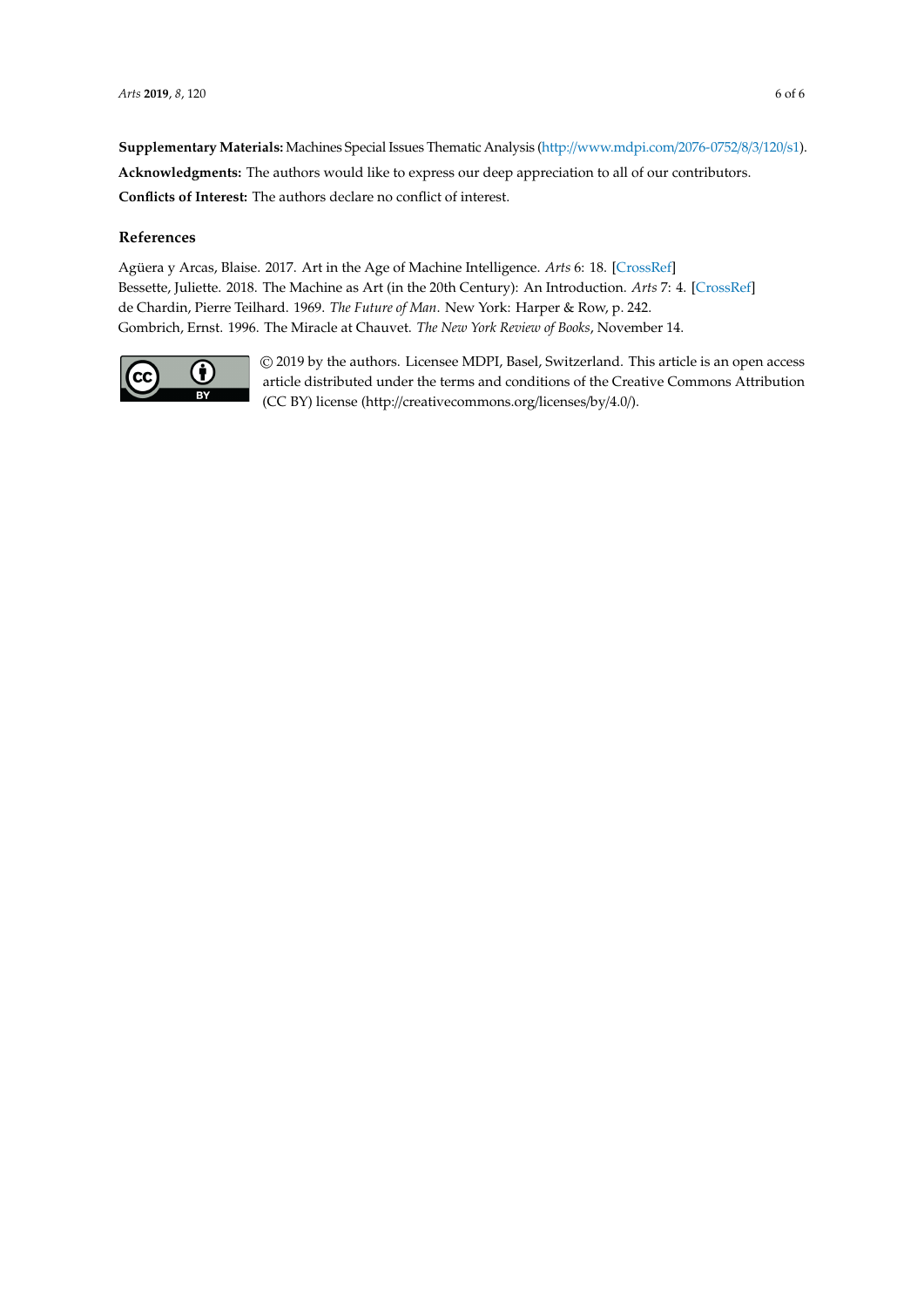**Supplementary Materials:** Machines Special Issues Thematic Analysis (http://www.mdpi.com/2076-0752/8/3/120/s1).

**Acknowledgments:** The authors would like to express our deep appreciation to all of our contributors.

**Conflicts of Interest:** The authors declare no conflict of interest.

## References

Agüera y Arcas, Blaise. 2017. Art in the Age of Machine Intelligence. *Arts* 6: 18. [CrossRef]

Bessette, Juliette. 2018. The Machine as Art (in the 20th Century): An Introduction. *Arts* 7: 4. [CrossRef]

de Chardin, Pierre Teilhard. 1969. *The Future of Man*. New York: Harper & Row, p. 242.

Gombrich, Ernst. 1996. The Miracle at Chauvet. *The New York Review of Books*, November 14.

© 2019 by the authors. Licensee MDPI, Basel, Switzerland. This article is an open access article distributed under the terms and conditions of the Creative Commons Attribution (CC BY) license (http://creativecommons.org/licenses/by/4.0/).